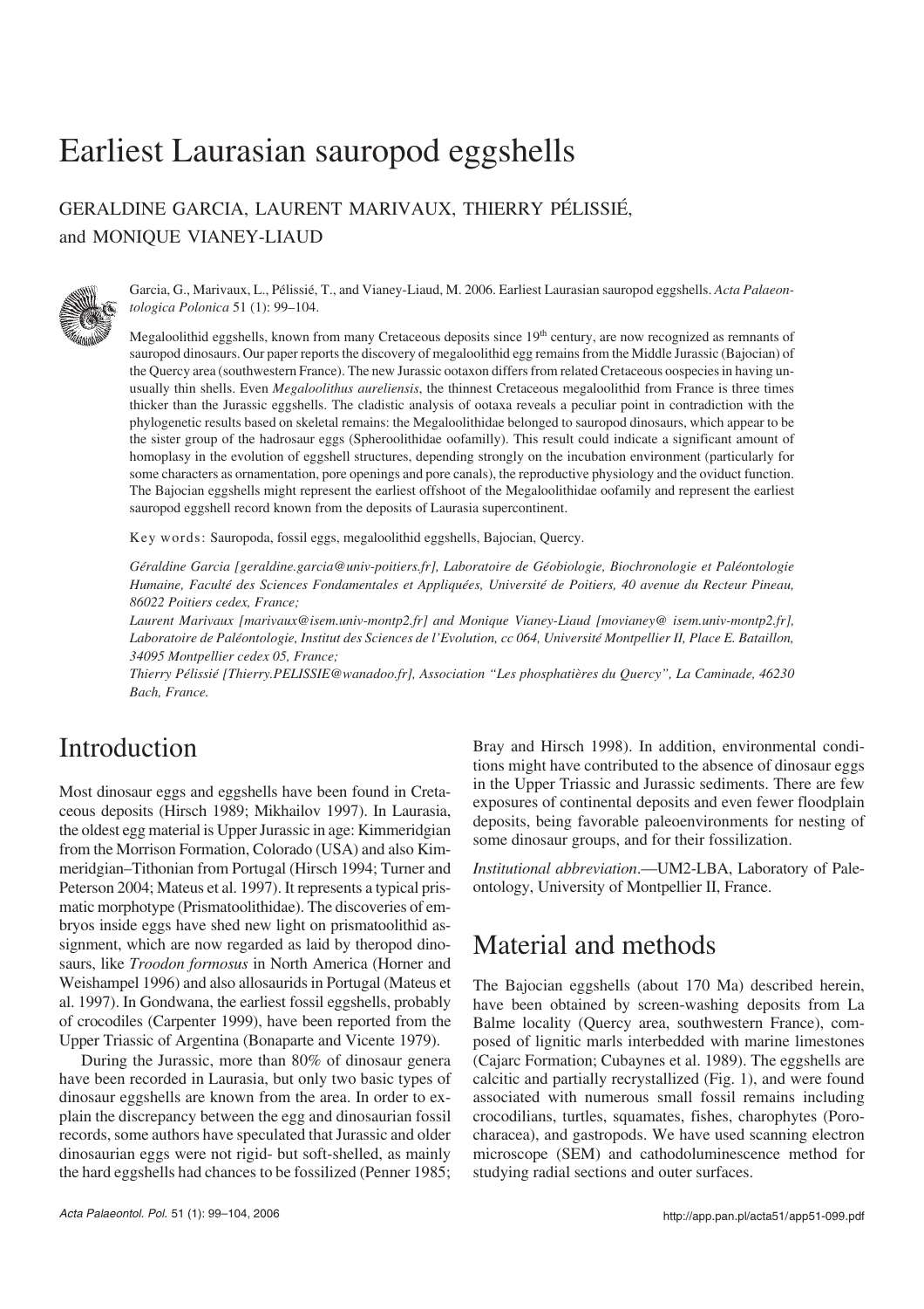# Earliest Laurasian sauropod eggshells

GERALDINE GARCIA, LAURENT MARIVAUX, THIERRY PÉLISSIÉ, and MONIQUE VIANEY-LIAUD

Garcia, G., Marivaux, L., Pélissié, T., and Vianey-Liaud, M. 2006. Earliest Laurasian sauropod eggshells. *Acta Palaeontologica Polonica* 51 (1): 99–104.

Megaloolithid eggshells, known from many Cretaceous deposits since 19th century, are now recognized as remnants of sauropod dinosaurs. Our paper reports the discovery of megaloolithid egg remains from the Middle Jurassic (Bajocian) of the Quercy area (southwestern France). The new Jurassic ootaxon differs from related Cretaceous oospecies in having unusually thin shells. Even *Megaloolithus aureliensis*, the thinnest Cretaceous megaloolithid from France is three times thicker than the Jurassic eggshells. The cladistic analysis of ootaxa reveals a peculiar point in contradiction with the phylogenetic results based on skeletal remains: the Megaloolithidae belonged to sauropod dinosaurs, which appear to be the sister group of the hadrosaur eggs (Spheroolithidae oofamilly). This result could indicate a significant amount of homoplasy in the evolution of eggshell structures, depending strongly on the incubation environment (particularly for some characters as ornamentation, pore openings and pore canals), the reproductive physiology and the oviduct function. The Bajocian eggshells might represent the earliest offshoot of the Megaloolithidae oofamily and represent the earliest sauropod eggshell record known from the deposits of Laurasia supercontinent.

Key words: Sauropoda, fossil eggs, megaloolithid eggshells, Bajocian, Quercy.

*Géraldine Garcia [geraldine.garcia@univ-poitiers.fr], Laboratoire de Géobiologie, Biochronologie et Paléontologie Humaine, Faculté des Sciences Fondamentales et Appliquées, Université de Poitiers, 40 avenue du Recteur Pineau, 86022 Poitiers cedex, France;*

*Laurent Marivaux [marivaux@isem.univ-montp2.fr] and Monique Vianey-Liaud [movianey@ isem.univ-montp2.fr], Laboratoire de Paléontologie, Institut des Sciences de l'Evolution, cc 064, Université Montpellier II, Place E. Bataillon, 34095 Montpellier cedex 05, France;*

*Thierry Pélissié [Thierry.PELISSIE@wanadoo.fr], Association "Les phosphatières du Quercy", La Caminade, 46230 Bach, France.*

## Introduction

Most dinosaur eggs and eggshells have been found in Cretaceous deposits (Hirsch 1989; Mikhailov 1997). In Laurasia, the oldest egg material is Upper Jurassic in age: Kimmeridgian from the Morrison Formation, Colorado (USA) and also Kimmeridgian–Tithonian from Portugal (Hirsch 1994; Turner and Peterson 2004; Mateus et al. 1997). It represents a typical prismatic morphotype (Prismatoolithidae). The discoveries of embryos inside eggs have shed new light on prismatoolithid assignment, which are now regarded as laid by theropod dinosaurs, like *Troodon formosus* in North America (Horner and Weishampel 1996) and also allosaurids in Portugal (Mateus et al. 1997). In Gondwana, the earliest fossil eggshells, probably of crocodiles (Carpenter 1999), have been reported from the Upper Triassic of Argentina (Bonaparte and Vicente 1979).

During the Jurassic, more than 80% of dinosaur genera have been recorded in Laurasia, but only two basic types of dinosaur eggshells are known from the area. In order to explain the discrepancy between the egg and dinosaurian fossil records, some authors have speculated that Jurassic and older dinosaurian eggs were not rigid- but soft-shelled, as mainly the hard eggshells had chances to be fossilized (Penner 1985; Bray and Hirsch 1998). In addition, environmental conditions might have contributed to the absence of dinosaur eggs in the Upper Triassic and Jurassic sediments. There are few exposures of continental deposits and even fewer floodplain deposits, being favorable paleoenvironments for nesting of some dinosaur groups, and for their fossilization.

*Institutional abbreviation*.—UM2-LBA, Laboratory of Paleontology, University of Montpellier II, France.

## Material and methods

The Bajocian eggshells (about 170 Ma) described herein, have been obtained by screen-washing deposits from La Balme locality (Quercy area, southwestern France), composed of lignitic marls interbedded with marine limestones (Cajarc Formation; Cubaynes et al. 1989). The eggshells are calcitic and partially recrystallized (Fig. 1), and were found associated with numerous small fossil remains including crocodilians, turtles, squamates, fishes, charophytes (Porocharacea), and gastropods. We have used scanning electron microscope (SEM) and cathodoluminescence method for studying radial sections and outer surfaces.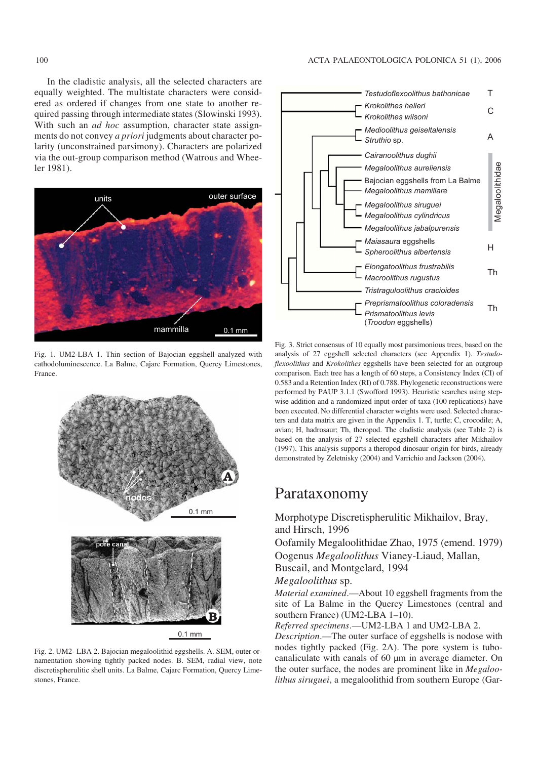In the cladistic analysis, all the selected characters are equally weighted. The multistate characters were considered as ordered if changes from one state to another required passing through intermediate states (Slowinski 1993). With such an *ad hoc* assumption, character state assignments do not convey *a priori* judgments about character polarity (unconstrained parsimony). Characters are polarized via the out-group comparison method (Watrous and Wheeler 1981).

units
outer surface
mammilla
0.1 mm

Fig. 1. UM2-LBA 1. Thin section of Bajocian eggshell analyzed with cathodoluminescence. La Balme, Cajarc Formation, Quercy Limestones, France.

nodes
A
0.1 mm
pore canal
B
0.1 mm

Fig. 2. UM2- LBA 2. Bajocian megaloolithid eggshells. A. SEM, outer ornamentation showing tightly packed nodes. B. SEM, radial view, note discretispherulitic shell units. La Balme, Cajarc Formation, Quercy Limestones, France.

*Testudoflexoolithus bathonicae* T
*Krokolithes helleri*
*Krokolithes wilsoni* C
*Medioolithus geiseltalensis*
*Struthio* sp. A
*Cairanoolithus dughii*
*Megaloolithus aureliensis*
Bajocian eggshells from La Balme
*Megaloolithus mamillare*
*Megaloolithus siruguei*
*Megaloolithus cylindricus*
*Megaloolithus jabalpurensis*
Megaloolithidae
*Maiasaura* eggshells
*Spheroolithus albertensis* H
*Elongatoolithus frustrabilis*
*Macroolithus rugustus* Th
*Tristraguloolithus cracioides*
*Preprismatoolithus coloradensis*
*Prismatoolithus levis*
(*Troodon* eggshells) Th

Fig. 3. Strict consensus of 10 equally most parsimonious trees, based on the analysis of 27 eggshell selected characters (see Appendix 1). *Testudoflexoolithus* and *Krokolithes* eggshells have been selected for an outgroup comparison. Each tree has a length of 60 steps, a Consistency Index (CI) of 0.583 and a Retention Index (RI) of 0.788. Phylogenetic reconstructions were performed by PAUP 3.1.1 (Swofford 1993). Heuristic searches using stepwise addition and a randomized input order of taxa (100 replications) have been executed. No differential character weights were used. Selected characters and data matrix are given in the Appendix 1. T, turtle; C, crocodile; A, avian; H, hadrosaur; Th, theropod. The cladistic analysis (see Table 2) is based on the analysis of 27 selected eggshell characters after Mikhailov (1997). This analysis supports a theropod dinosaur origin for birds, already demonstrated by Zeletnisky (2004) and Varrichio and Jackson (2004).

# Parataxonomy

Morphotype Discretispherulitic Mikhailov, Bray, and Hirsch, 1996

Oofamily Megaloolithidae Zhao, 1975 (emend. 1979)

Oogenus *Megaloolithus* Vianey-Liaud, Mallan, Buscail, and Montgelard, 1994

*Megaloolithus* sp.

*Material examined*.—About 10 eggshell fragments from the site of La Balme in the Quercy Limestones (central and southern France) (UM2-LBA 1–10).

*Referred specimens*.—UM2-LBA 1 and UM2-LBA 2.

*Description*.—The outer surface of eggshells is nodose with nodes tightly packed (Fig. 2A). The pore system is tubocanaliculate with canals of 60 µm in average diameter. On the outer surface, the nodes are prominent like in *Megaloolithus siruguei*, a megaloolithid from southern Europe (Gar-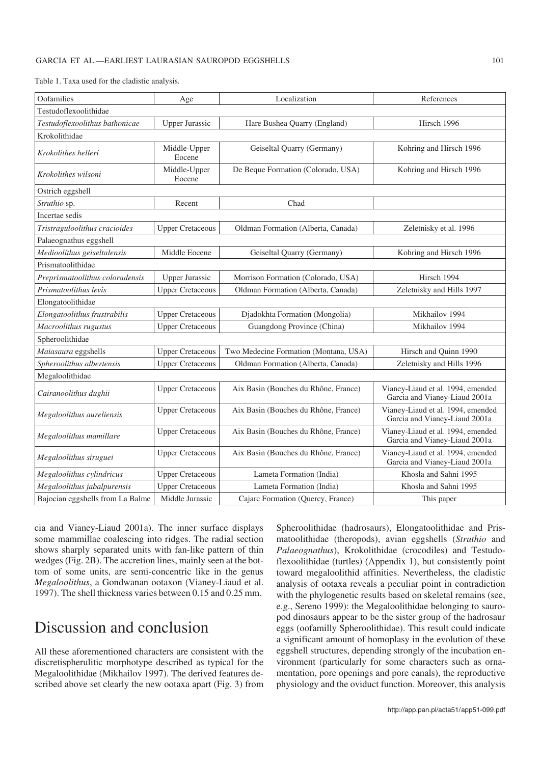Table 1. Taxa used for the cladistic analysis.

| Oofamilies | Age | Localization | References |
|---|---|---|---|
| Testudoflexoolithidae | | | |
| *Testudoflexoolithus bathonicae* | Upper Jurassic | Hare Bushea Quarry (England) | Hirsch 1996 |
| Krokolithidae | | | |
| *Krokolithes helleri* | Middle-Upper Eocene | Geiseltal Quarry (Germany) | Kohring and Hirsch 1996 |
| *Krokolithes wilsoni* | Middle-Upper Eocene | De Beque Formation (Colorado, USA) | Kohring and Hirsch 1996 |
| Ostrich eggshell | | | |
| *Struthio* sp. | Recent | Chad | |
| Incertae sedis | | | |
| *Tristraguloolithus cracioides* | Upper Cretaceous | Oldman Formation (Alberta, Canada) | Zeletnisky et al. 1996 |
| Palaeognathus eggshell | | | |
| *Medioolithus geiseltalensis* | Middle Eocene | Geiseltal Quarry (Germany) | Kohring and Hirsch 1996 |
| Prismatoolithidae | | | |
| *Preprismatoolithus coloradensis* | Upper Jurassic | Morrison Formation (Colorado, USA) | Hirsch 1994 |
| *Prismatoolithus levis* | Upper Cretaceous | Oldman Formation (Alberta, Canada) | Zeletnisky and Hills 1997 |
| Elongatoolithidae | | | |
| *Elongatoolithus frustrabilis* | Upper Cretaceous | Djadokhta Formation (Mongolia) | Mikhailov 1994 |
| *Macroolithus rugustus* | Upper Cretaceous | Guangdong Province (China) | Mikhailov 1994 |
| Spheroolithidae | | | |
| *Maiasaura* eggshells | Upper Cretaceous | Two Medecine Formation (Montana, USA) | Hirsch and Quinn 1990 |
| *Spheroolithus albertensis* | Upper Cretaceous | Oldman Formation (Alberta, Canada) | Zeletnisky and Hills 1996 |
| Megaloolithidae | | | |
| *Cairanoolithus dughii* | Upper Cretaceous | Aix Basin (Bouches du Rhône, France) | Vianey-Liaud et al. 1994, emended Garcia and Vianey-Liaud 2001a |
| *Megaloolithus aureliensis* | Upper Cretaceous | Aix Basin (Bouches du Rhône, France) | Vianey-Liaud et al. 1994, emended Garcia and Vianey-Liaud 2001a |
| *Megaloolithus mamillare* | Upper Cretaceous | Aix Basin (Bouches du Rhône, France) | Vianey-Liaud et al. 1994, emended Garcia and Vianey-Liaud 2001a |
| *Megaloolithus siruguei* | Upper Cretaceous | Aix Basin (Bouches du Rhône, France) | Vianey-Liaud et al. 1994, emended Garcia and Vianey-Liaud 2001a |
| *Megaloolithus cylindricus* | Upper Cretaceous | Lameta Formation (India) | Khosla and Sahni 1995 |
| *Megaloolithus jabalpurensis* | Upper Cretaceous | Lameta Formation (India) | Khosla and Sahni 1995 |
| Bajocian eggshells from La Balme | Middle Jurassic | Cajarc Formation (Quercy, France) | This paper |

cia and Vianey-Liaud 2001a). The inner surface displays some mammillae coalescing into ridges. The radial section shows sharply separated units with fan-like pattern of thin wedges (Fig. 2B). The accretion lines, mainly seen at the bottom of some units, are semi-concentric like in the genus *Megaloolithus*, a Gondwanan ootaxon (Vianey-Liaud et al. 1997). The shell thickness varies between 0.15 and 0.25 mm.

# Discussion and conclusion

All these aforementioned characters are consistent with the discretispherulitic morphotype described as typical for the Megaloolithidae (Mikhailov 1997). The derived features described above set clearly the new ootaxa apart (Fig. 3) from Spheroolithidae (hadrosaurs), Elongatoolithidae and Prismatoolithidae (theropods), avian eggshells (*Struthio* and *Palaeognathus*), Krokolithidae (crocodiles) and Testudoflexoolithidae (turtles) (Appendix 1), but consistently point toward megaloolithid affinities. Nevertheless, the cladistic analysis of ootaxa reveals a peculiar point in contradiction with the phylogenetic results based on skeletal remains (see, e.g., Sereno 1999): the Megaloolithidae belonging to sauropod dinosaurs appear to be the sister group of the hadrosaur eggs (oofamilly Spheroolithidae). This result could indicate a significant amount of homoplasy in the evolution of these eggshell structures, depending strongly of the incubation environment (particularly for some characters such as ornamentation, pore openings and pore canals), the reproductive physiology and the oviduct function. Moreover, this analysis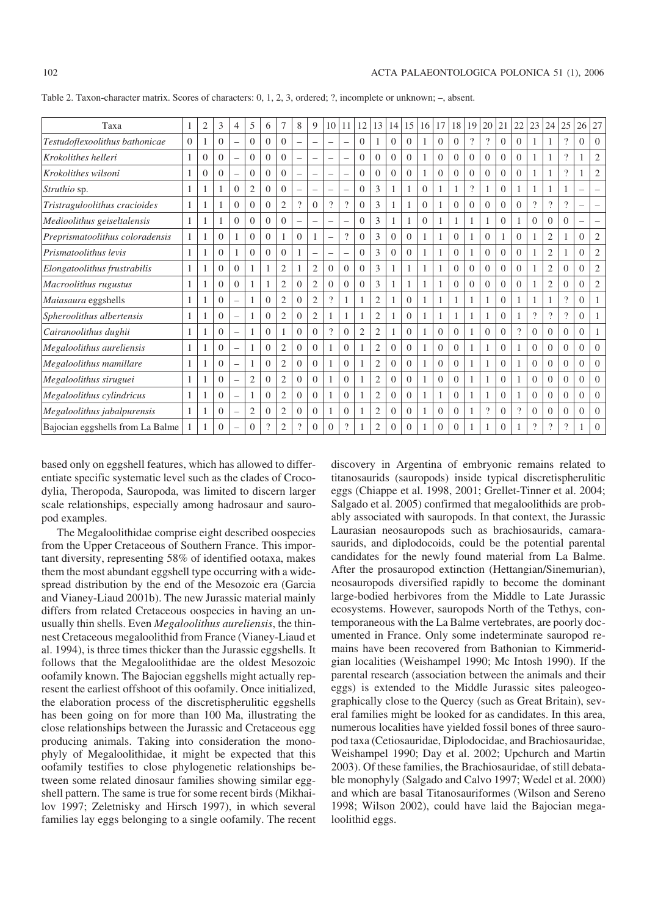Table 2. Taxon-character matrix. Scores of characters: 0, 1, 2, 3, ordered; ?, incomplete or unknown; –, absent.

| Taxa | 1 | 2 | 3 | 4 | 5 | 6 | 7 | 8 | 9 | 10 | 11 | 12 | 13 | 14 | 15 | 16 | 17 | 18 | 19 | 20 | 21 | 22 | 23 | 24 | 25 | 26 | 27 |
|---|---|---|---|---|---|---|---|---|---|---|---|---|---|---|---|---|---|---|---|---|---|---|---|---|---|---|---|
| *Testudoflexoolithus bathonicae* | 0 | 1 | 0 | – | 0 | 0 | 0 | – | – | – | – | 0 | 1 | 0 | 0 | 1 | 0 | 0 | ? | ? | 0 | 0 | 1 | 1 | ? | 0 | 0 |
| *Krokolithes helleri* | 1 | 0 | 0 | – | 0 | 0 | 0 | – | – | – | – | 0 | 0 | 0 | 0 | 1 | 0 | 0 | 0 | 0 | 0 | 0 | 1 | 1 | ? | 1 | 2 |
| *Krokolithes wilsoni* | 1 | 0 | 0 | – | 0 | 0 | 0 | – | – | – | – | 0 | 0 | 0 | 0 | 1 | 0 | 0 | 0 | 0 | 0 | 0 | 1 | 1 | ? | 1 | 2 |
| *Struthio* sp. | 1 | 1 | 1 | 0 | 2 | 0 | 0 | – | – | – | – | 0 | 3 | 1 | 1 | 0 | 1 | 1 | ? | 1 | 0 | 1 | 1 | 1 | 1 | – | – |
| *Tristraguloolithus cracioides* | 1 | 1 | 1 | 0 | 0 | 0 | 2 | ? | 0 | ? | ? | 0 | 3 | 1 | 1 | 0 | 1 | 0 | 0 | 0 | 0 | 0 | ? | ? | ? | – | – |
| *Medioolithus geiseltalensis* | 1 | 1 | 1 | 0 | 0 | 0 | 0 | – | – | – | – | 0 | 3 | 1 | 1 | 0 | 1 | 1 | 1 | 1 | 0 | 1 | 0 | 0 | 0 | – | – |
| *Preprismatoolithus coloradensis* | 1 | 1 | 0 | 1 | 0 | 0 | 1 | 0 | 1 | – | ? | 0 | 3 | 0 | 0 | 1 | 1 | 0 | 1 | 0 | 1 | 0 | 1 | 2 | 1 | 0 | 2 |
| *Prismatoolithus levis* | 1 | 1 | 0 | 1 | 0 | 0 | 0 | 1 | – | – | – | 0 | 3 | 0 | 0 | 1 | 1 | 0 | 1 | 0 | 0 | 0 | 1 | 2 | 1 | 0 | 2 |
| *Elongatoolithus frustrabilis* | 1 | 1 | 0 | 0 | 1 | 1 | 2 | 1 | 2 | 0 | 0 | 0 | 3 | 1 | 1 | 1 | 1 | 0 | 0 | 0 | 0 | 0 | 1 | 2 | 0 | 0 | 2 |
| *Macroolithus rugustus* | 1 | 1 | 0 | 0 | 1 | 1 | 2 | 0 | 2 | 0 | 0 | 0 | 3 | 1 | 1 | 1 | 1 | 0 | 0 | 0 | 0 | 0 | 1 | 2 | 0 | 0 | 2 |
| *Maiasaura* eggshells | 1 | 1 | 0 | – | 1 | 0 | 2 | 0 | 2 | ? | 1 | 1 | 2 | 1 | 0 | 1 | 1 | 1 | 1 | 1 | 0 | 1 | 1 | 1 | ? | 0 | 1 |
| *Spheroolithus albertensis* | 1 | 1 | 0 | – | 1 | 0 | 2 | 0 | 2 | 1 | 1 | 1 | 2 | 1 | 0 | 1 | 1 | 1 | 1 | 1 | 0 | 1 | ? | ? | ? | 0 | 1 |
| *Cairanoolithus dughii* | 1 | 1 | 0 | – | 1 | 0 | 1 | 0 | 0 | ? | 0 | 2 | 2 | 1 | 0 | 1 | 0 | 0 | 1 | 0 | 0 | ? | 0 | 0 | 0 | 0 | 1 |
| *Megaloolithus aureliensis* | 1 | 1 | 0 | – | 1 | 0 | 2 | 0 | 0 | 1 | 0 | 1 | 2 | 0 | 0 | 1 | 0 | 0 | 1 | 1 | 0 | 1 | 0 | 0 | 0 | 0 | 0 |
| *Megaloolithus mamillare* | 1 | 1 | 0 | – | 1 | 0 | 2 | 0 | 0 | 1 | 0 | 1 | 2 | 0 | 0 | 1 | 0 | 0 | 1 | 1 | 0 | 1 | 0 | 0 | 0 | 0 | 0 |
| *Megaloolithus siruguei* | 1 | 1 | 0 | – | 2 | 0 | 2 | 0 | 0 | 1 | 0 | 1 | 2 | 0 | 0 | 1 | 0 | 0 | 1 | 1 | 0 | 1 | 0 | 0 | 0 | 0 | 0 |
| *Megaloolithus cylindricus* | 1 | 1 | 0 | – | 1 | 0 | 2 | 0 | 0 | 1 | 0 | 1 | 2 | 0 | 0 | 1 | 1 | 0 | 1 | 1 | 0 | 1 | 0 | 0 | 0 | 0 | 0 |
| *Megaloolithus jabalpurensis* | 1 | 1 | 0 | – | 2 | 0 | 2 | 0 | 0 | 1 | 0 | 1 | 2 | 0 | 0 | 1 | 0 | 0 | 1 | ? | 0 | ? | 0 | 0 | 0 | 0 | 0 |
| Bajocian eggshells from La Balme | 1 | 1 | 0 | – | 0 | ? | 2 | ? | 0 | 0 | ? | 1 | 2 | 0 | 0 | 1 | 0 | 0 | 1 | 1 | 0 | 1 | ? | ? | ? | 1 | 0 |

based only on eggshell features, which has allowed to differentiate specific systematic level such as the clades of Crocodylia, Theropoda, Sauropoda, was limited to discern larger scale relationships, especially among hadrosaur and sauropod examples.

The Megaloolithidae comprise eight described oospecies from the Upper Cretaceous of Southern France. This important diversity, representing 58% of identified ootaxa, makes them the most abundant eggshell type occurring with a widespread distribution by the end of the Mesozoic era (Garcia and Vianey-Liaud 2001b). The new Jurassic material mainly differs from related Cretaceous oospecies in having an unusually thin shells. Even *Megaloolithus aureliensis*, the thinnest Cretaceous megaloolithid from France (Vianey-Liaud et al. 1994), is three times thicker than the Jurassic eggshells. It follows that the Megaloolithidae are the oldest Mesozoic oofamily known. The Bajocian eggshells might actually represent the earliest offshoot of this oofamily. Once initialized, the elaboration process of the discretispherulitic eggshells has been going on for more than 100 Ma, illustrating the close relationships between the Jurassic and Cretaceous egg producing animals. Taking into consideration the monophyly of Megaloolithidae, it might be expected that this oofamily testifies to close phylogenetic relationships between some related dinosaur families showing similar eggshell pattern. The same is true for some recent birds (Mikhailov 1997; Zeletnisky and Hirsch 1997), in which several families lay eggs belonging to a single oofamily. The recent discovery in Argentina of embryonic remains related to titanosaurids (sauropods) inside typical discretispherulitic eggs (Chiappe et al. 1998, 2001; Grellet-Tinner et al. 2004; Salgado et al. 2005) confirmed that megaloolithids are probably associated with sauropods. In that context, the Jurassic Laurasian neosauropods such as brachiosaurids, camarasaurids, and diplodocoids, could be the potential parental candidates for the newly found material from La Balme. After the prosauropod extinction (Hettangian/Sinemurian), neosauropods diversified rapidly to become the dominant large-bodied herbivores from the Middle to Late Jurassic ecosystems. However, sauropods North of the Tethys, contemporaneous with the La Balme vertebrates, are poorly documented in France. Only some indeterminate sauropod remains have been recovered from Bathonian to Kimmeridgian localities (Weishampel 1990; Mc Intosh 1990). If the parental research (association between the animals and their eggs) is extended to the Middle Jurassic sites paleogeographically close to the Quercy (such as Great Britain), several families might be looked for as candidates. In this area, numerous localities have yielded fossil bones of three sauropod taxa (Cetiosauridae, Diplodocidae, and Brachiosauridae, Weishampel 1990; Day et al. 2002; Upchurch and Martin 2003). Of these families, the Brachiosauridae, of still debatable monophyly (Salgado and Calvo 1997; Wedel et al. 2000) and which are basal Titanosauriformes (Wilson and Sereno 1998; Wilson 2002), could have laid the Bajocian megaloolithid eggs.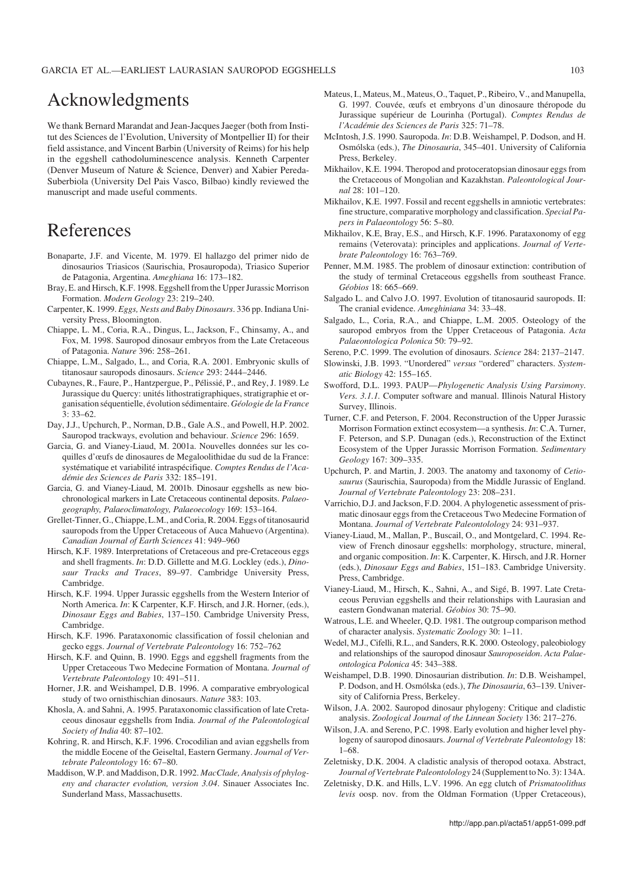# Acknowledgments

We thank Bernard Marandat and Jean-Jacques Jaeger (both from Institut des Sciences de l'Evolution, University of Montpellier II) for their field assistance, and Vincent Barbin (University of Reims) for his help in the eggshell cathodoluminescence analysis. Kenneth Carpenter (Denver Museum of Nature & Science, Denver) and Xabier Pereda-Suberbiola (University Del Pais Vasco, Bilbao) kindly reviewed the manuscript and made useful comments.

# References

Bonaparte, J.F. and Vicente, M. 1979. El hallazgo del primer nido de dinosaurios Triasicos (Saurischia, Prosauropoda), Triasico Superior de Patagonia, Argentina. *Ameghiana* 16: 173–182.

Bray, E. and Hirsch, K.F. 1998. Eggshell from the Upper Jurassic Morrison Formation. *Modern Geology* 23: 219–240.

Carpenter, K. 1999. *Eggs, Nests and Baby Dinosaurs*. 336 pp. Indiana University Press, Bloomington.

Chiappe, L. M., Coria, R.A., Dingus, L., Jackson, F., Chinsamy, A., and Fox, M. 1998. Sauropod dinosaur embryos from the Late Cretaceous of Patagonia. *Nature* 396: 258–261.

Chiappe, L.M., Salgado, L., and Coria, R.A. 2001. Embryonic skulls of titanosaur sauropods dinosaurs. *Science* 293: 2444–2446.

Cubaynes, R., Faure, P., Hantzpergue, P., Pélissié, P., and Rey, J. 1989. Le Jurassique du Quercy: unités lithostratigraphiques, stratigraphie et organisation séquentielle, évolution sédimentaire. *Géologie de la France* 3: 33–62.

Day, J.J., Upchurch, P., Norman, D.B., Gale A.S., and Powell, H.P. 2002. Sauropod trackways, evolution and behaviour. *Science* 296: 1659.

Garcia, G. and Vianey-Liaud, M. 2001a. Nouvelles données sur les coquilles d'œufs de dinosaures de Megaloolithidae du sud de la France: systématique et variabilité intraspécifique. *Comptes Rendus de l'Académie des Sciences de Paris* 332: 185–191.

Garcia, G. and Vianey-Liaud, M. 2001b. Dinosaur eggshells as new biochronological markers in Late Cretaceous continental deposits. *Palaeogeography, Palaeoclimatology, Palaeoecology* 169: 153–164.

Grellet-Tinner, G., Chiappe, L.M., and Coria, R. 2004. Eggs of titanosaurid sauropods from the Upper Cretaceous of Auca Mahuevo (Argentina). *Canadian Journal of Earth Sciences* 41: 949–960

Hirsch, K.F. 1989. Interpretations of Cretaceous and pre-Cretaceous eggs and shell fragments. *In*: D.D. Gillette and M.G. Lockley (eds.), *Dinosaur Tracks and Traces*, 89–97. Cambridge University Press, Cambridge.

Hirsch, K.F. 1994. Upper Jurassic eggshells from the Western Interior of North America. *In*: K Carpenter, K.F. Hirsch, and J.R. Horner, (eds.), *Dinosaur Eggs and Babies*, 137–150. Cambridge University Press, Cambridge.

Hirsch, K.F. 1996. Parataxonomic classification of fossil chelonian and gecko eggs. *Journal of Vertebrate Paleontology* 16: 752–762

Hirsch, K.F. and Quinn, B. 1990. Eggs and eggshell fragments from the Upper Cretaceous Two Medecine Formation of Montana. *Journal of Vertebrate Paleontology* 10: 491–511.

Horner, J.R. and Weishampel, D.B. 1996. A comparative embryological study of two ornisthischian dinosaurs. *Nature* 383: 103.

Khosla, A. and Sahni, A. 1995. Parataxonomic classification of late Cretaceous dinosaur eggshells from India. *Journal of the Paleontological Society of India* 40: 87–102.

Kohring, R. and Hirsch, K.F. 1996. Crocodilian and avian eggshells from the middle Eocene of the Geiseltal, Eastern Germany. *Journal of Vertebrate Paleontology* 16: 67–80.

Maddison, W.P. and Maddison, D.R. 1992. *MacClade, Analysis of phylogeny and character evolution, version 3.04*. Sinauer Associates Inc. Sunderland Mass, Massachusetts.

Mateus, I., Mateus, M., Mateus, O., Taquet, P., Ribeiro, V., and Manupella, G. 1997. Couvée, œufs et embryons d'un dinosaure théropode du Jurassique supérieur de Lourinha (Portugal). *Comptes Rendus de l'Académie des Sciences de Paris* 325: 71–78.

McIntosh, J.S. 1990. Sauropoda. *In*: D.B. Weishampel, P. Dodson, and H. Osmólska (eds.), *The Dinosauria*, 345–401. University of California Press, Berkeley.

Mikhailov, K.E. 1994. Theropod and protoceratopsian dinosaur eggs from the Cretaceous of Mongolian and Kazakhstan. *Paleontological Journal* 28: 101–120.

Mikhailov, K.E. 1997. Fossil and recent eggshells in amniotic vertebrates: fine structure, comparative morphology and classification. *Special Papers in Palaeontology* 56: 5–80.

Mikhailov, K.E, Bray, E.S., and Hirsch, K.F. 1996. Parataxonomy of egg remains (Veterovata): principles and applications. *Journal of Vertebrate Paleontology* 16: 763–769.

Penner, M.M. 1985. The problem of dinosaur extinction: contribution of the study of terminal Cretaceous eggshells from southeast France. *Géobios* 18: 665–669.

Salgado L. and Calvo J.O. 1997. Evolution of titanosaurid sauropods. II: The cranial evidence. *Ameghiniana* 34: 33–48.

Salgado, L., Coria, R.A., and Chiappe, L.M. 2005. Osteology of the sauropod embryos from the Upper Cretaceous of Patagonia. *Acta Palaeontologica Polonica* 50: 79–92.

Sereno, P.C. 1999. The evolution of dinosaurs. *Science* 284: 2137–2147.

Slowinski, J.B. 1993. "Unordered" *versus* "ordered" characters. *Systematic Biology* 42: 155–165.

Swofford, D.L. 1993. PAUP—*Phylogenetic Analysis Using Parsimony. Vers. 3.1.1.* Computer software and manual. Illinois Natural History Survey, Illinois.

Turner, C.F. and Peterson, F. 2004. Reconstruction of the Upper Jurassic Morrison Formation extinct ecosystem—a synthesis. *In*: C.A. Turner, F. Peterson, and S.P. Dunagan (eds.), Reconstruction of the Extinct Ecosystem of the Upper Jurassic Morrison Formation. *Sedimentary Geology* 167: 309–335.

Upchurch, P. and Martin, J. 2003. The anatomy and taxonomy of *Cetiosaurus* (Saurischia, Sauropoda) from the Middle Jurassic of England. *Journal of Vertebrate Paleontology* 23: 208–231.

Varrichio, D.J. and Jackson, F.D. 2004. A phylogenetic assessment of prismatic dinosaur eggs from the Cretaceous Two Medecine Formation of Montana. *Journal of Vertebrate Paleontology* 24: 931–937.

Vianey-Liaud, M., Mallan, P., Buscail, O., and Montgelard, C. 1994. Review of French dinosaur eggshells: morphology, structure, mineral, and organic composition. *In*: K. Carpenter, K. Hirsch, and J.R. Horner (eds.), *Dinosaur Eggs and Babies*, 151–183. Cambridge University. Press, Cambridge.

Vianey-Liaud, M., Hirsch, K., Sahni, A., and Sigé, B. 1997. Late Cretaceous Peruvian eggshells and their relationships with Laurasian and eastern Gondwanan material. *Géobios* 30: 75–90.

Watrous, L.E. and Wheeler, Q.D. 1981. The outgroup comparison method of character analysis. *Systematic Zoology* 30: 1–11.

Wedel, M.J., Cifelli, R.L., and Sanders, R.K. 2000. Osteology, paleobiology and relationships of the sauropod dinosaur *Sauroposeidon*. *Acta Palaeontologica Polonica* 45: 343–388.

Weishampel, D.B. 1990. Dinosaurian distribution. *In*: D.B. Weishampel, P. Dodson, and H. Osmólska (eds.), *The Dinosauria*, 63–139. University of California Press, Berkeley.

Wilson, J.A. 2002. Sauropod dinosaur phylogeny: Critique and cladistic analysis. *Zoological Journal of the Linnean Society* 136: 217–276.

Wilson, J.A. and Sereno, P.C. 1998. Early evolution and higher level phylogeny of sauropod dinosaurs. *Journal of Vertebrate Paleontology* 18: 1–68.

Zeletnisky, D.K. 2004. A cladistic analysis of theropod ootaxa. Abstract, *Journal of Vertebrate Paleontolology* 24 (Supplement to No. 3): 134A.

Zeletnisky, D.K. and Hills, L.V. 1996. An egg clutch of *Prismatoolithus levis* oosp. nov. from the Oldman Formation (Upper Cretaceous),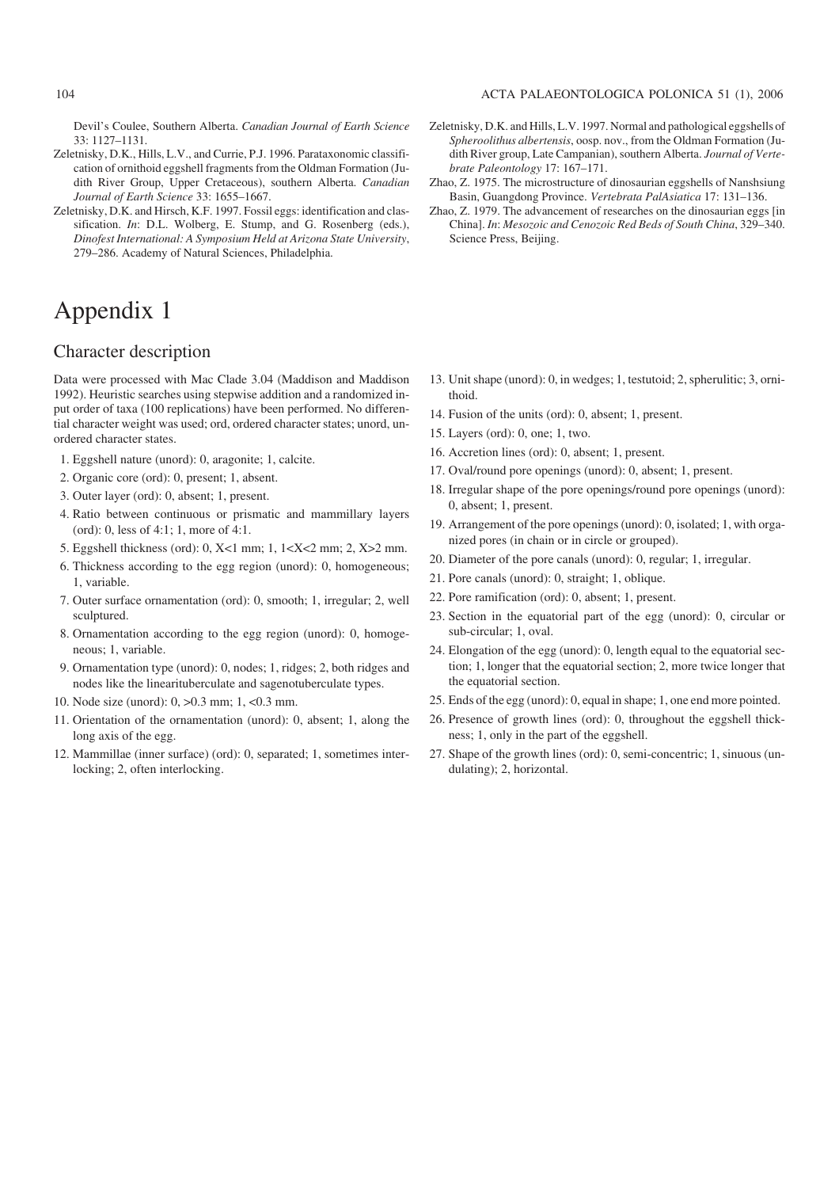Devil's Coulee, Southern Alberta. *Canadian Journal of Earth Science* 33: 1127–1131.

Zeletnisky, D.K., Hills, L.V., and Currie, P.J. 1996. Parataxonomic classification of ornithoid eggshell fragments from the Oldman Formation (Judith River Group, Upper Cretaceous), southern Alberta. *Canadian Journal of Earth Science* 33: 1655–1667.

Zeletnisky, D.K. and Hirsch, K.F. 1997. Fossil eggs: identification and classification. *In*: D.L. Wolberg, E. Stump, and G. Rosenberg (eds.), *Dinofest International: A Symposium Held at Arizona State University*, 279–286. Academy of Natural Sciences, Philadelphia.

Zeletnisky, D.K. and Hills, L.V. 1997. Normal and pathological eggshells of *Spheroolithus albertensis*, oosp. nov., from the Oldman Formation (Judith River group, Late Campanian), southern Alberta. *Journal of Vertebrate Paleontology* 17: 167–171.

Zhao, Z. 1975. The microstructure of dinosaurian eggshells of Nanshsiung Basin, Guangdong Province. *Vertebrata PalAsiatica* 17: 131–136.

Zhao, Z. 1979. The advancement of researches on the dinosaurian eggs [in China]. *In*: *Mesozoic and Cenozoic Red Beds of South China*, 329–340. Science Press, Beijing.

# Appendix 1

## Character description

Data were processed with Mac Clade 3.04 (Maddison and Maddison 1992). Heuristic searches using stepwise addition and a randomized input order of taxa (100 replications) have been performed. No differential character weight was used; ord, ordered character states; unord, unordered character states.

1. Eggshell nature (unord): 0, aragonite; 1, calcite.
2. Organic core (ord): 0, present; 1, absent.
3. Outer layer (ord): 0, absent; 1, present.
4. Ratio between continuous or prismatic and mammillary layers (ord): 0, less of 4:1; 1, more of 4:1.
5. Eggshell thickness (ord): 0, X<1 mm; 1, 1<X<2 mm; 2, X>2 mm.
6. Thickness according to the egg region (unord): 0, homogeneous; 1, variable.
7. Outer surface ornamentation (ord): 0, smooth; 1, irregular; 2, well sculptured.
8. Ornamentation according to the egg region (unord): 0, homogeneous; 1, variable.
9. Ornamentation type (unord): 0, nodes; 1, ridges; 2, both ridges and nodes like the linearituberculate and sagenotuberculate types.
10. Node size (unord): 0, >0.3 mm; 1, <0.3 mm.
11. Orientation of the ornamentation (unord): 0, absent; 1, along the long axis of the egg.
12. Mammillae (inner surface) (ord): 0, separated; 1, sometimes interlocking; 2, often interlocking.
13. Unit shape (unord): 0, in wedges; 1, testutoid; 2, spherulitic; 3, ornithoid.
14. Fusion of the units (ord): 0, absent; 1, present.
15. Layers (ord): 0, one; 1, two.
16. Accretion lines (ord): 0, absent; 1, present.
17. Oval/round pore openings (unord): 0, absent; 1, present.
18. Irregular shape of the pore openings/round pore openings (unord): 0, absent; 1, present.
19. Arrangement of the pore openings (unord): 0, isolated; 1, with organized pores (in chain or in circle or grouped).
20. Diameter of the pore canals (unord): 0, regular; 1, irregular.
21. Pore canals (unord): 0, straight; 1, oblique.
22. Pore ramification (ord): 0, absent; 1, present.
23. Section in the equatorial part of the egg (unord): 0, circular or sub-circular; 1, oval.
24. Elongation of the egg (unord): 0, length equal to the equatorial section; 1, longer that the equatorial section; 2, more twice longer that the equatorial section.
25. Ends of the egg (unord): 0, equal in shape; 1, one end more pointed.
26. Presence of growth lines (ord): 0, throughout the eggshell thickness; 1, only in the part of the eggshell.
27. Shape of the growth lines (ord): 0, semi-concentric; 1, sinuous (undulating); 2, horizontal.